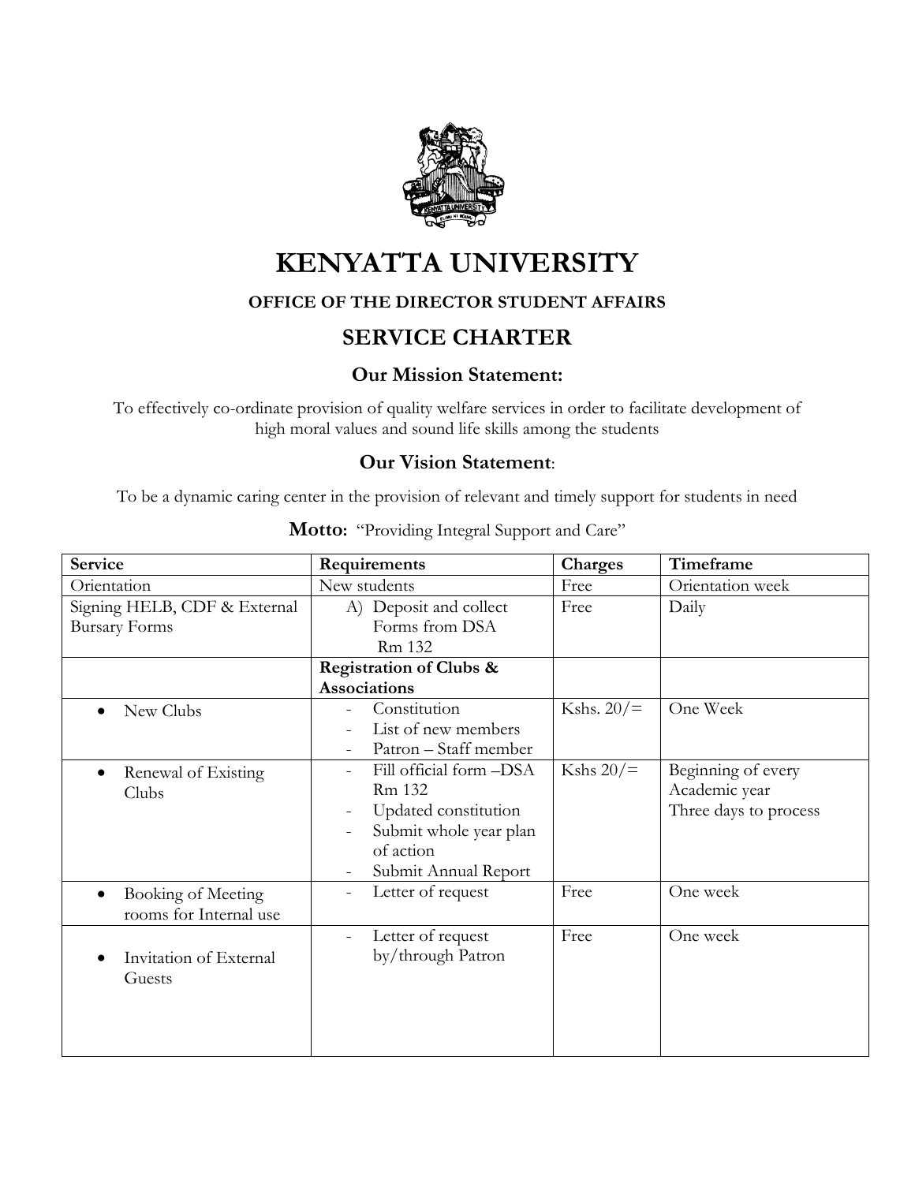# KENYATTA UNIVERSITY

### OFFICE OF THE DIRECTOR STUDENT AFFAIRS

## SERVICE CHARTER

### Our Mission Statement:

To effectively co-ordinate provision of quality welfare services in order to facilitate development of high moral values and sound life skills among the students

### Our Vision Statement:

To be a dynamic caring center in the provision of relevant and timely support for students in need

**Motto:** "Providing Integral Support and Care"

| Service | Requirements | Charges | Timeframe |
|---|---|---|---|
| Orientation | New students | Free | Orientation week |
| Signing HELB, CDF & External Bursary Forms | A) Deposit and collect Forms from DSA Rm 132 | Free | Daily |
| | **Registration of Clubs & Associations** | | |
| • New Clubs | - Constitution<br>- List of new members<br>- Patron – Staff member | Kshs. 20/= | One Week |
| • Renewal of Existing Clubs | - Fill official form –DSA Rm 132<br>- Updated constitution<br>- Submit whole year plan of action<br>- Submit Annual Report | Kshs 20/= | Beginning of every Academic year<br>Three days to process |
| • Booking of Meeting rooms for Internal use | - Letter of request | Free | One week |
| • Invitation of External Guests | - Letter of request by/through Patron | Free | One week |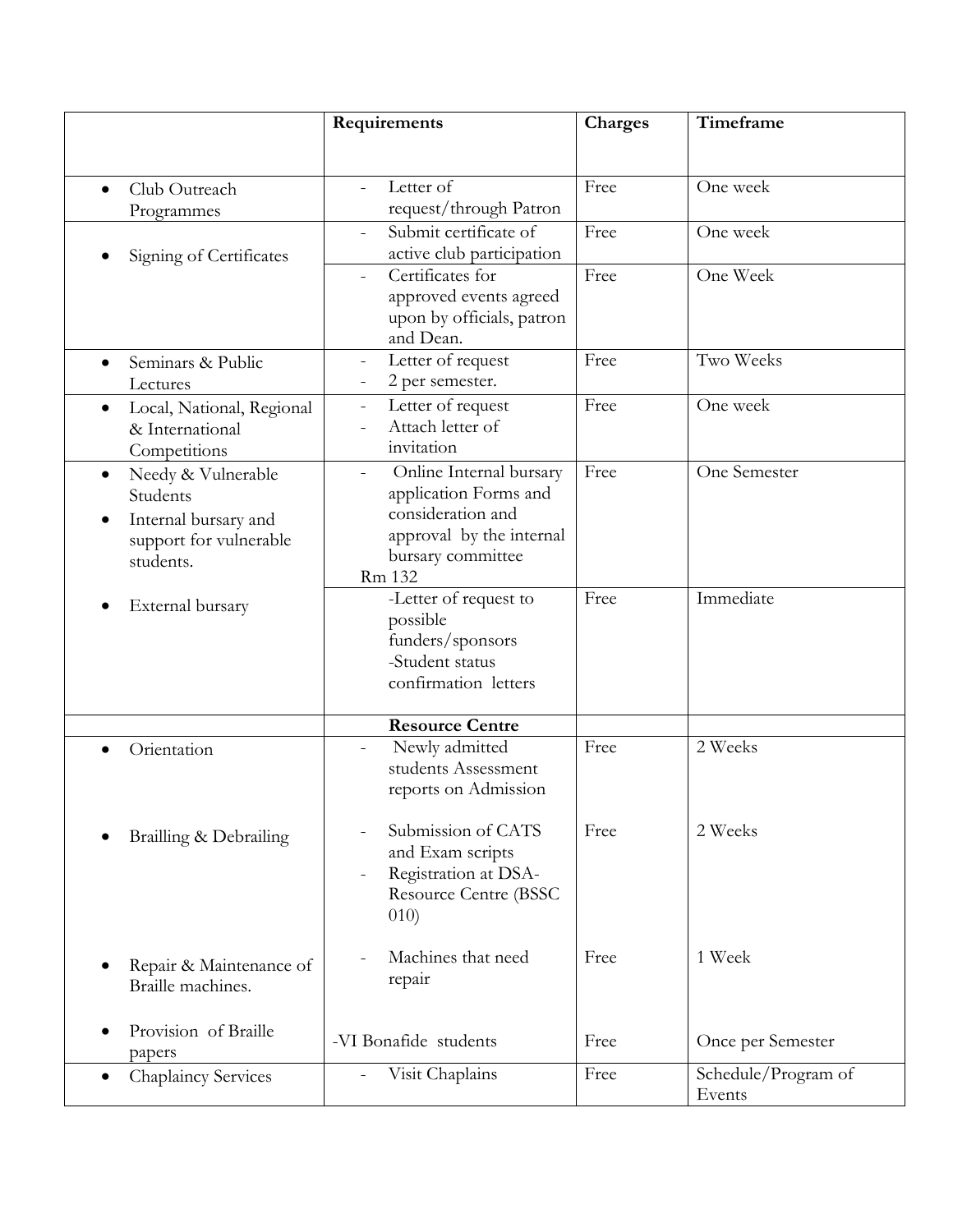| | Requirements | Charges | Timeframe |
|---|---|---|---|
| • Club Outreach Programmes | - Letter of request/through Patron | Free | One week |
| • Signing of Certificates | - Submit certificate of active club participation | Free | One week |
| | - Certificates for approved events agreed upon by officials, patron and Dean. | Free | One Week |
| • Seminars & Public Lectures | - Letter of request<br>- 2 per semester. | Free | Two Weeks |
| • Local, National, Regional & International Competitions | - Letter of request<br>- Attach letter of invitation | Free | One week |
| • Needy & Vulnerable Students<br>• Internal bursary and support for vulnerable students. | - Online Internal bursary application Forms and consideration and approval by the internal bursary committee<br>Rm 132 | Free | One Semester |
| • External bursary | -Letter of request to possible funders/sponsors<br>-Student status confirmation letters | Free | Immediate |
| | **Resource Centre** | | |
| • Orientation | - Newly admitted students Assessment reports on Admission | Free | 2 Weeks |
| • Brailling & Debrailing | - Submission of CATS and Exam scripts<br>- Registration at DSA-Resource Centre (BSSC 010) | Free | 2 Weeks |
| • Repair & Maintenance of Braille machines. | - Machines that need repair | Free | 1 Week |
| • Provision of Braille papers | -VI Bonafide students | Free | Once per Semester |
| • Chaplaincy Services | - Visit Chaplains | Free | Schedule/Program of Events |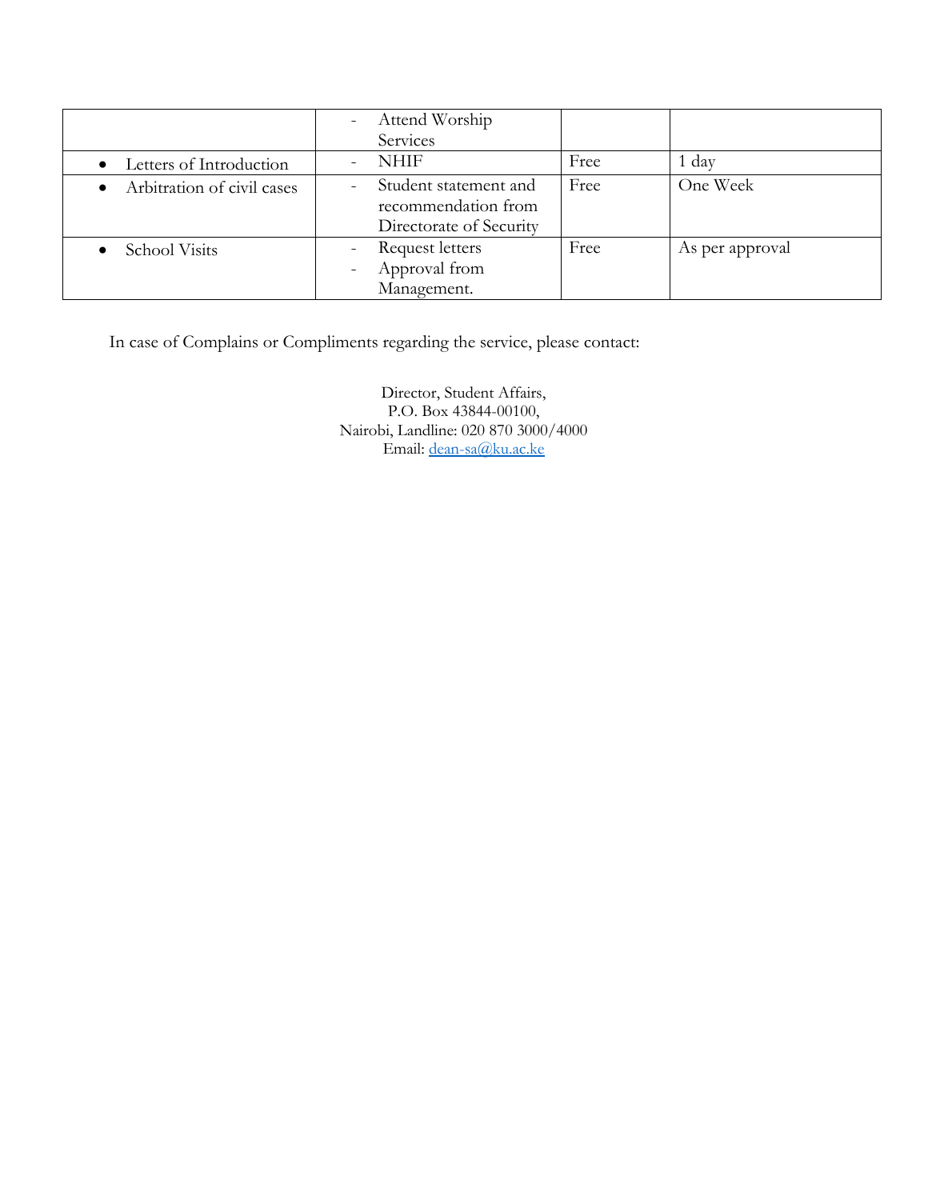| | | | |
|---|---|---|---|
| | - Attend Worship Services | | |
| • Letters of Introduction | - NHIF | Free | 1 day |
| • Arbitration of civil cases | - Student statement and recommendation from Directorate of Security | Free | One Week |
| • School Visits | - Request letters<br>- Approval from Management. | Free | As per approval |

In case of Complains or Compliments regarding the service, please contact:

Director, Student Affairs,
P.O. Box 43844-00100,
Nairobi, Landline: 020 870 3000/4000
Email: dean-sa@ku.ac.ke